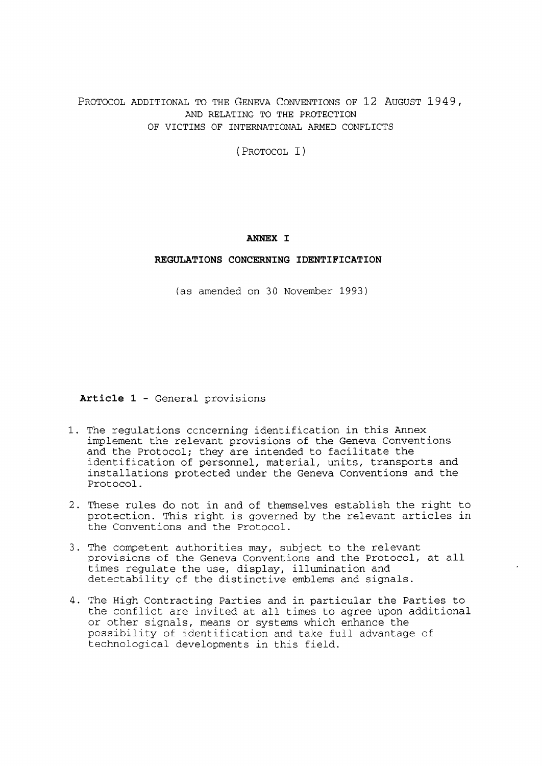# PROTOCOL ADDITIONAL TO THE GENEVA CONVENTIONS OF 12 AUGUST 1949, AND RELATING TO THE PROTECTION OF VICTIMS OF INTERNATIONAL ARMED CONFLICTS

(PROTOCOL I)

## ANNEX I

## REGULATIONS CONCERNING IDENTIFICATION

(as amended on 30 November 1993)

### Article 1 - General provisions

1. The regulations ccncerning identification in this Annex implement the relevant provisions of the Geneva Conventions and the Protocol; they are intended to facilitate the identification of personnel, material, units, transports and installations protected under the Geneva Conventions and the Protocol.

2. These rules do not in and of themselves establish the right to protection. This right is governed by the relevant articles in the Conventions and the Protocol.

3. The competent authorities may, subject to the relevant provisions of the Geneva Conventions and the Protocol, at all times regulate the use, display, illumination and detectability of the distinctive emblems and signals.

4. The High Contracting Parties and in particular the Parties to the conflict are invited at all times to agree upon additional or other signals, means or systems which enhance the possibility of identification and take full advantage of technological developments in this field.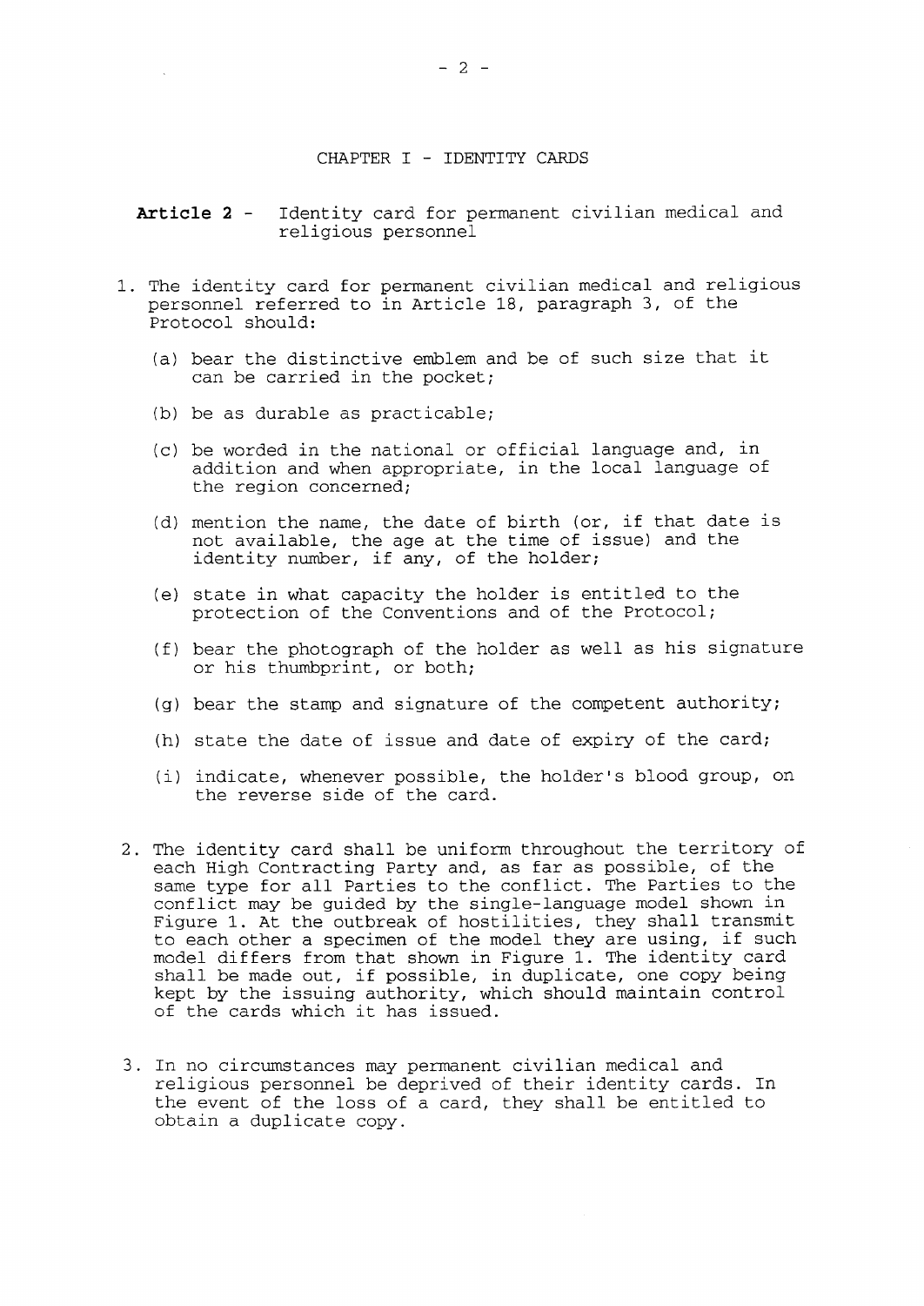## CHAPTER I - IDENTITY CARDS

### **Article 2** - Identity card for permanent civilian medical and religious personnel

1. The identity card for permanent civilian medical and religious personnel referred to in Article 18, paragraph 3, of the Protocol should:

   (a) bear the distinctive emblem and be of such size that it can be carried in the pocket;

   (b) be as durable as practicable;

   (c) be worded in the national or official language and, in addition and when appropriate, in the local language of the region concerned;

   (d) mention the name, the date of birth (or, if that date is not available, the age at the time of issue) and the identity number, if any, of the holder;

   (e) state in what capacity the holder is entitled to the protection of the Conventions and of the Protocol;

   (f) bear the photograph of the holder as well as his signature or his thumbprint, or both;

   (g) bear the stamp and signature of the competent authority;

   (h) state the date of issue and date of expiry of the card;

   (i) indicate, whenever possible, the holder's blood group, on the reverse side of the card.

2. The identity card shall be uniform throughout the territory of each High Contracting Party and, as far as possible, of the same type for all Parties to the conflict. The Parties to the conflict may be guided by the single-language model shown in Figure 1. At the outbreak of hostilities, they shall transmit to each other a specimen of the model they are using, if such model differs from that shown in Figure 1. The identity card shall be made out, if possible, in duplicate, one copy being kept by the issuing authority, which should maintain control of the cards which it has issued.

3. In no circumstances may permanent civilian medical and religious personnel be deprived of their identity cards. In the event of the loss of a card, they shall be entitled to obtain a duplicate copy.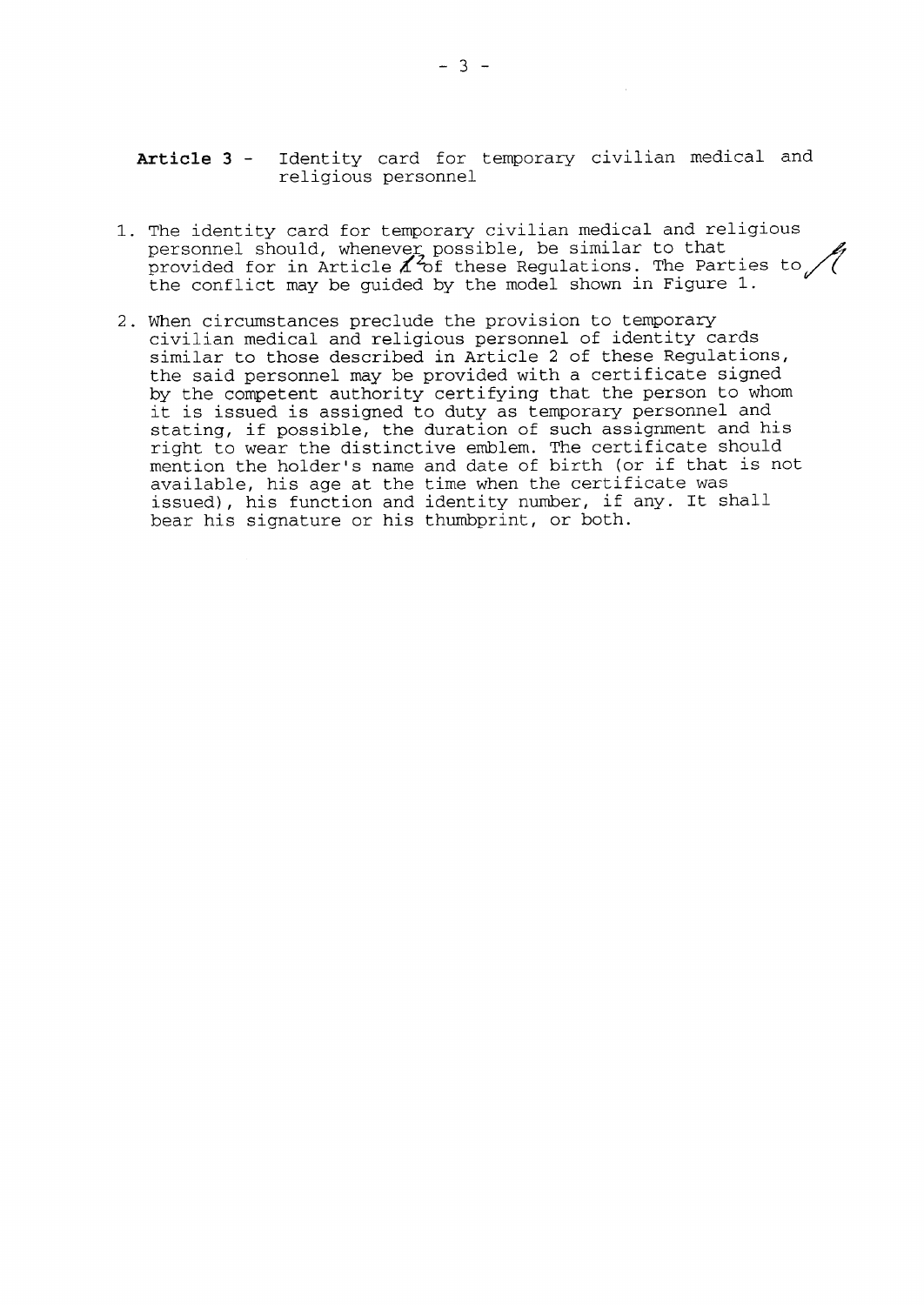**Article 3** - Identity card for temporary civilian medical and religious personnel

1. The identity card for temporary civilian medical and religious personnel should, whenever possible, be similar to that provided for in Article 2 of these Regulations. The Parties to the conflict may be guided by the model shown in Figure 1.

2. When circumstances preclude the provision to temporary civilian medical and religious personnel of identity cards similar to those described in Article 2 of these Regulations, the said personnel may be provided with a certificate signed by the competent authority certifying that the person to whom it is issued is assigned to duty as temporary personnel and stating, if possible, the duration of such assignment and his right to wear the distinctive emblem. The certificate should mention the holder's name and date of birth (or if that is not available, his age at the time when the certificate was issued), his function and identity number, if any. It shall bear his signature or his thumbprint, or both.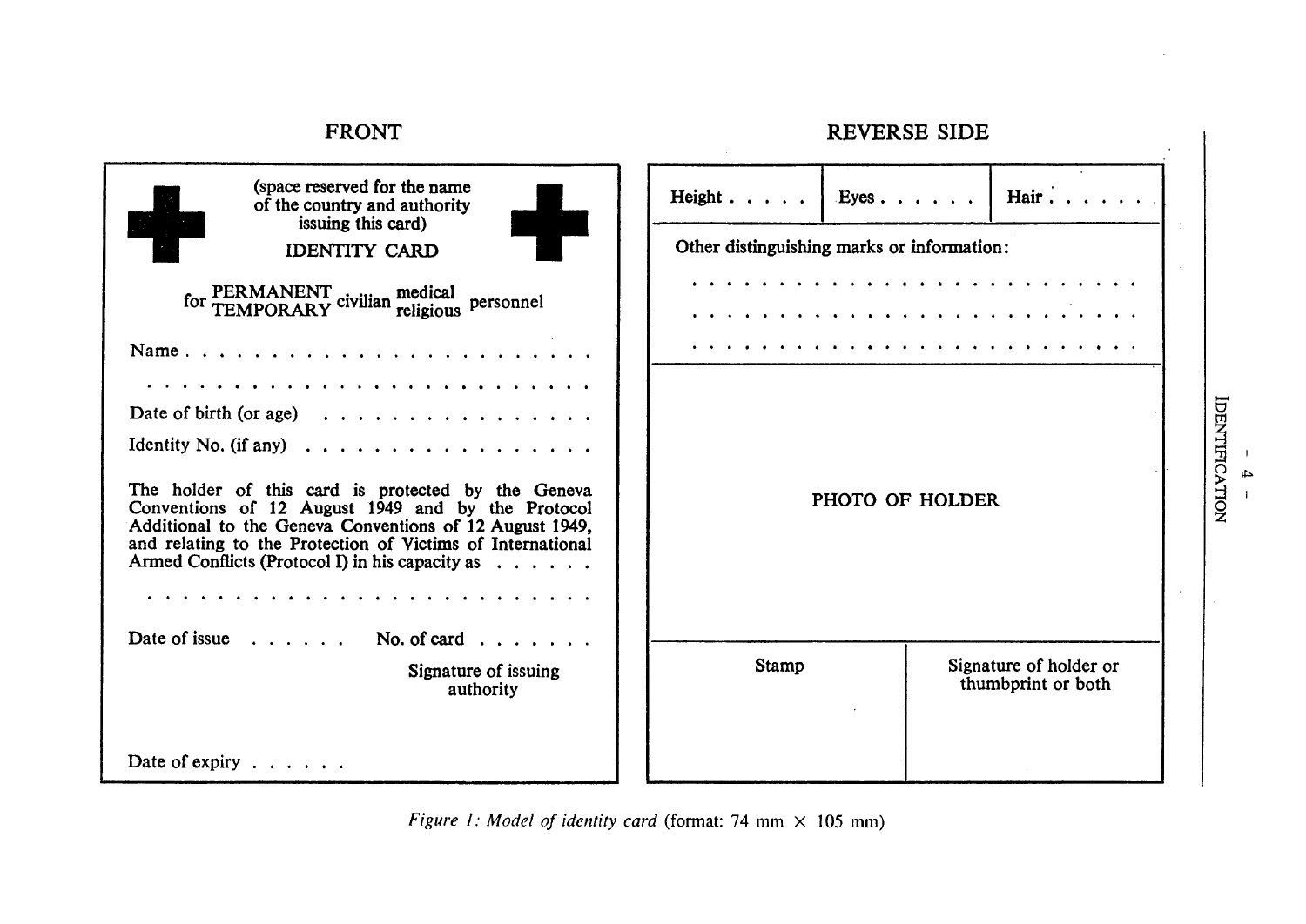## FRONT

(space reserved for the name of the country and authority issuing this card)

IDENTITY CARD

for PERMANENT / TEMPORARY civilian medical / religious personnel

Name . . . . . . . . . . . . . . . . . . . . . . . .

. . . . . . . . . . . . . . . . . . . . . . . . . .

Date of birth (or age) . . . . . . . . . . . . . . .

Identity No. (if any) . . . . . . . . . . . . . . . .

The holder of this card is protected by the Geneva Conventions of 12 August 1949 and by the Protocol Additional to the Geneva Conventions of 12 August 1949, and relating to the Protection of Victims of International Armed Conflicts (Protocol I) in his capacity as . . . . . .

. . . . . . . . . . . . . . . . . . . . . . . . . .

Date of issue . . . . . . No. of card . . . . . . .

Signature of issuing authority

Date of expiry . . . . . .

## REVERSE SIDE

| Height . . . . . | Eyes . . . . . . | Hair . . . . . . |
|---|---|---|

Other distinguishing marks or information:

. . . . . . . . . . . . . . . . . . . . . . . .

. . . . . . . . . . . . . . . . . . . . . . . .

. . . . . . . . . . . . . . . . . . . . . . . .

PHOTO OF HOLDER

| Stamp | Signature of holder or thumbprint or both |
|---|---|

*Figure 1: Model of identity card* (format: 74 mm × 105 mm)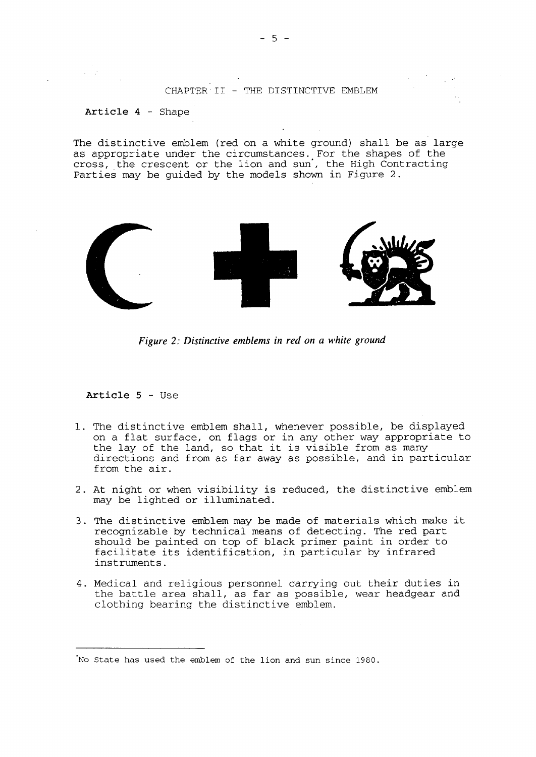## CHAPTER II - THE DISTINCTIVE EMBLEM

### Article 4 - Shape

The distinctive emblem (red on a white ground) shall be as large as appropriate under the circumstances. For the shapes of the cross, the crescent or the lion and sun*, the High Contracting Parties may be guided by the models shown in Figure 2.

*Figure 2: Distinctive emblems in red on a white ground*

### Article 5 - Use

1. The distinctive emblem shall, whenever possible, be displayed on a flat surface, on flags or in any other way appropriate to the lay of the land, so that it is visible from as many directions and from as far away as possible, and in particular from the air.

2. At night or when visibility is reduced, the distinctive emblem may be lighted or illuminated.

3. The distinctive emblem may be made of materials which make it recognizable by technical means of detecting. The red part should be painted on top of black primer paint in order to facilitate its identification, in particular by infrared instruments.

4. Medical and religious personnel carrying out their duties in the battle area shall, as far as possible, wear headgear and clothing bearing the distinctive emblem.

---

*No State has used the emblem of the lion and sun since 1980.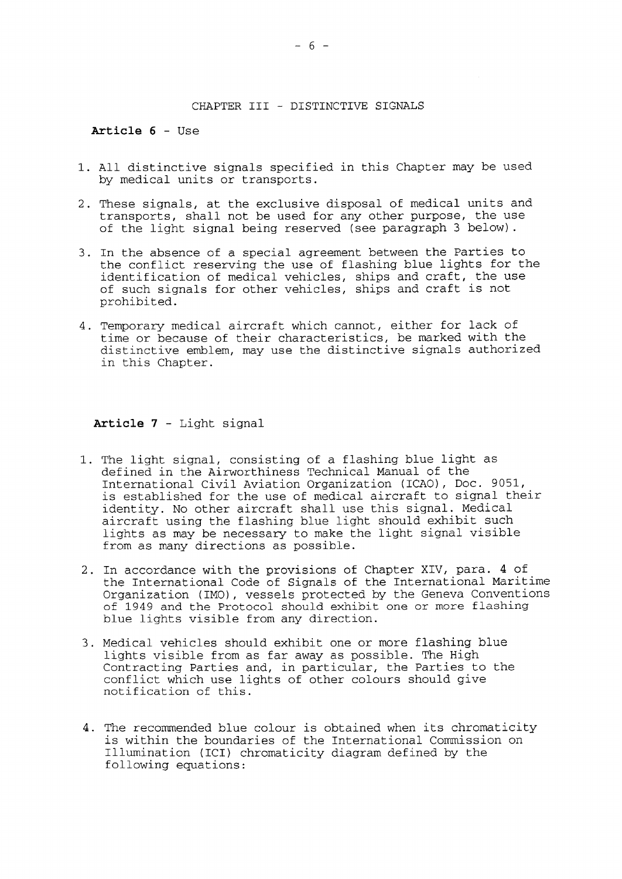## CHAPTER III - DISTINCTIVE SIGNALS

**Article 6** - Use

1. All distinctive signals specified in this Chapter may be used by medical units or transports.
2. These signals, at the exclusive disposal of medical units and transports, shall not be used for any other purpose, the use of the light signal being reserved (see paragraph 3 below).
3. In the absence of a special agreement between the Parties to the conflict reserving the use of flashing blue lights for the identification of medical vehicles, ships and craft, the use of such signals for other vehicles, ships and craft is not prohibited.
4. Temporary medical aircraft which cannot, either for lack of time or because of their characteristics, be marked with the distinctive emblem, may use the distinctive signals authorized in this Chapter.

**Article 7** - Light signal

1. The light signal, consisting of a flashing blue light as defined in the Airworthiness Technical Manual of the International Civil Aviation Organization (ICAO), Doc. 9051, is established for the use of medical aircraft to signal their identity. No other aircraft shall use this signal. Medical aircraft using the flashing blue light should exhibit such lights as may be necessary to make the light signal visible from as many directions as possible.
2. In accordance with the provisions of Chapter XIV, para. 4 of the International Code of Signals of the International Maritime Organization (IMO), vessels protected by the Geneva Conventions of 1949 and the Protocol should exhibit one or more flashing blue lights visible from any direction.
3. Medical vehicles should exhibit one or more flashing blue lights visible from as far away as possible. The High Contracting Parties and, in particular, the Parties to the conflict which use lights of other colours should give notification of this.
4. The recommended blue colour is obtained when its chromaticity is within the boundaries of the International Commission on Illumination (ICI) chromaticity diagram defined by the following equations: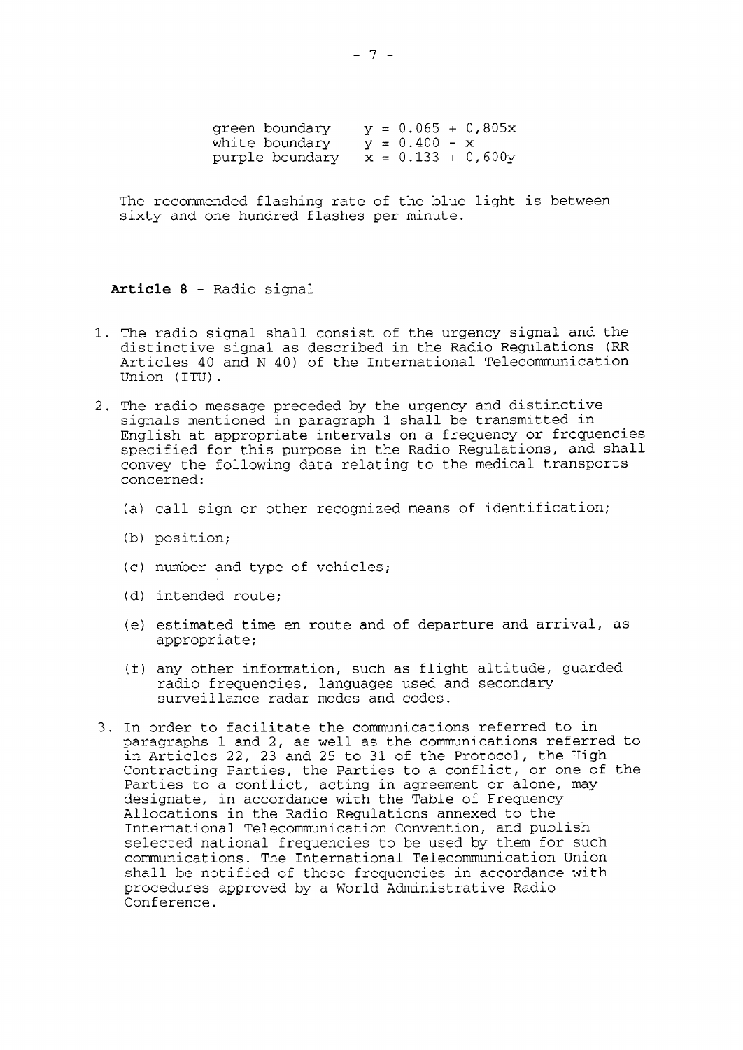| | |
|---|---|
| green boundary | $y = 0.065 + 0,805x$ |
| white boundary | $y = 0.400 - x$ |
| purple boundary | $x = 0.133 + 0,600y$ |

The recommended flashing rate of the blue light is between sixty and one hundred flashes per minute.

**Article 8** - Radio signal

1. The radio signal shall consist of the urgency signal and the distinctive signal as described in the Radio Regulations (RR Articles 40 and N 40) of the International Telecommunication Union (ITU).

2. The radio message preceded by the urgency and distinctive signals mentioned in paragraph 1 shall be transmitted in English at appropriate intervals on a frequency or frequencies specified for this purpose in the Radio Regulations, and shall convey the following data relating to the medical transports concerned:

   (a) call sign or other recognized means of identification;

   (b) position;

   (c) number and type of vehicles;

   (d) intended route;

   (e) estimated time en route and of departure and arrival, as appropriate;

   (f) any other information, such as flight altitude, guarded radio frequencies, languages used and secondary surveillance radar modes and codes.

3. In order to facilitate the communications referred to in paragraphs 1 and 2, as well as the communications referred to in Articles 22, 23 and 25 to 31 of the Protocol, the High Contracting Parties, the Parties to a conflict, or one of the Parties to a conflict, acting in agreement or alone, may designate, in accordance with the Table of Frequency Allocations in the Radio Regulations annexed to the International Telecommunication Convention, and publish selected national frequencies to be used by them for such communications. The International Telecommunication Union shall be notified of these frequencies in accordance with procedures approved by a World Administrative Radio Conference.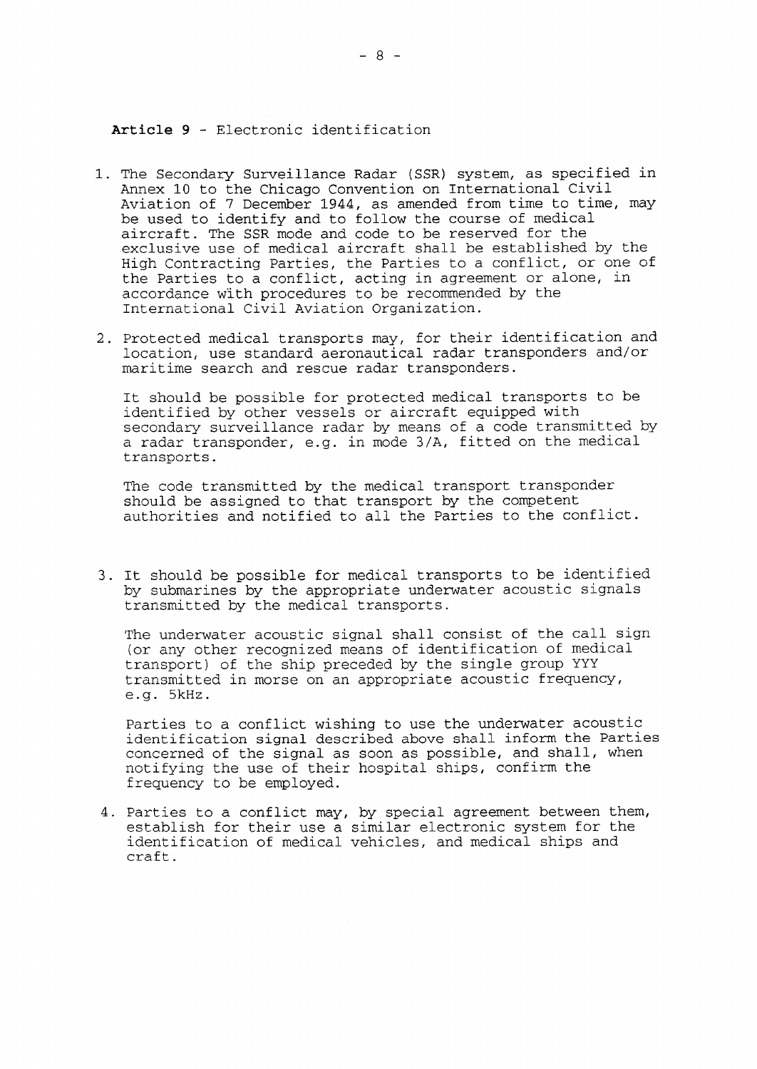**Article 9** - Electronic identification

1. The Secondary Surveillance Radar (SSR) system, as specified in Annex 10 to the Chicago Convention on International Civil Aviation of 7 December 1944, as amended from time to time, may be used to identify and to follow the course of medical aircraft. The SSR mode and code to be reserved for the exclusive use of medical aircraft shall be established by the High Contracting Parties, the Parties to a conflict, or one of the Parties to a conflict, acting in agreement or alone, in accordance with procedures to be recommended by the International Civil Aviation Organization.

2. Protected medical transports may, for their identification and location, use standard aeronautical radar transponders and/or maritime search and rescue radar transponders.

   It should be possible for protected medical transports to be identified by other vessels or aircraft equipped with secondary surveillance radar by means of a code transmitted by a radar transponder, e.g. in mode 3/A, fitted on the medical transports.

   The code transmitted by the medical transport transponder should be assigned to that transport by the competent authorities and notified to all the Parties to the conflict.

3. It should be possible for medical transports to be identified by submarines by the appropriate underwater acoustic signals transmitted by the medical transports.

   The underwater acoustic signal shall consist of the call sign (or any other recognized means of identification of medical transport) of the ship preceded by the single group YYY transmitted in morse on an appropriate acoustic frequency, e.g. 5kHz.

   Parties to a conflict wishing to use the underwater acoustic identification signal described above shall inform the Parties concerned of the signal as soon as possible, and shall, when notifying the use of their hospital ships, confirm the frequency to be employed.

4. Parties to a conflict may, by special agreement between them, establish for their use a similar electronic system for the identification of medical vehicles, and medical ships and craft.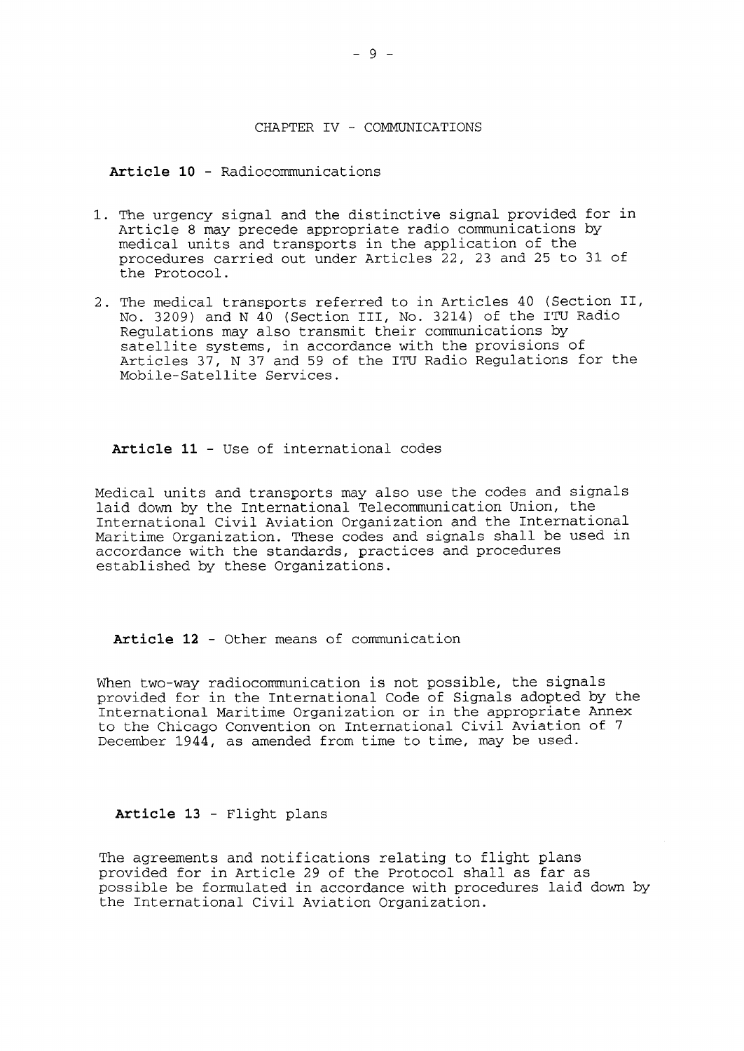## CHAPTER IV - COMMUNICATIONS

**Article 10** - Radiocommunications

1. The urgency signal and the distinctive signal provided for in Article 8 may precede appropriate radio communications by medical units and transports in the application of the procedures carried out under Articles 22, 23 and 25 to 31 of the Protocol.
2. The medical transports referred to in Articles 40 (Section II, No. 3209) and N 40 (Section III, No. 3214) of the ITU Radio Regulations may also transmit their communications by satellite systems, in accordance with the provisions of Articles 37, N 37 and 59 of the ITU Radio Regulations for the Mobile-Satellite Services.

**Article 11** - Use of international codes

Medical units and transports may also use the codes and signals laid down by the International Telecommunication Union, the International Civil Aviation Organization and the International Maritime Organization. These codes and signals shall be used in accordance with the standards, practices and procedures established by these Organizations.

**Article 12** - Other means of communication

When two-way radiocommunication is not possible, the signals provided for in the International Code of Signals adopted by the International Maritime Organization or in the appropriate Annex to the Chicago Convention on International Civil Aviation of 7 December 1944, as amended from time to time, may be used.

**Article 13** - Flight plans

The agreements and notifications relating to flight plans provided for in Article 29 of the Protocol shall as far as possible be formulated in accordance with procedures laid down by the International Civil Aviation Organization.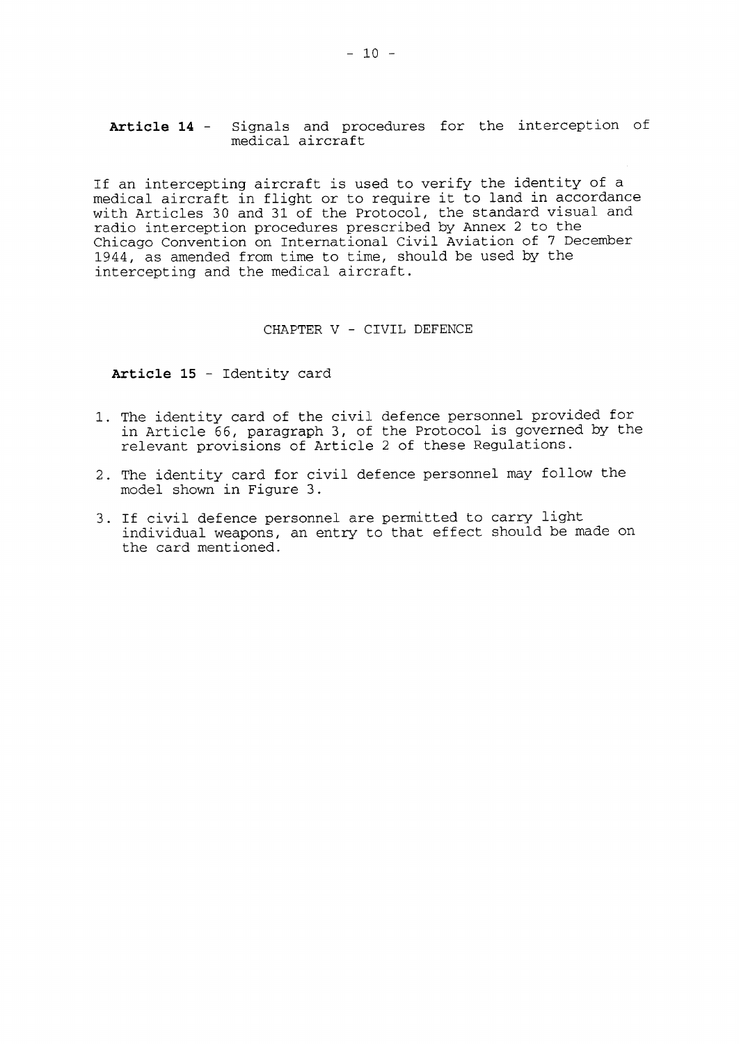**Article 14** - Signals and procedures for the interception of medical aircraft

If an intercepting aircraft is used to verify the identity of a medical aircraft in flight or to require it to land in accordance with Articles 30 and 31 of the Protocol, the standard visual and radio interception procedures prescribed by Annex 2 to the Chicago Convention on International Civil Aviation of 7 December 1944, as amended from time to time, should be used by the intercepting and the medical aircraft.

## CHAPTER V - CIVIL DEFENCE

**Article 15** - Identity card

1. The identity card of the civil defence personnel provided for in Article 66, paragraph 3, of the Protocol is governed by the relevant provisions of Article 2 of these Regulations.
2. The identity card for civil defence personnel may follow the model shown in Figure 3.
3. If civil defence personnel are permitted to carry light individual weapons, an entry to that effect should be made on the card mentioned.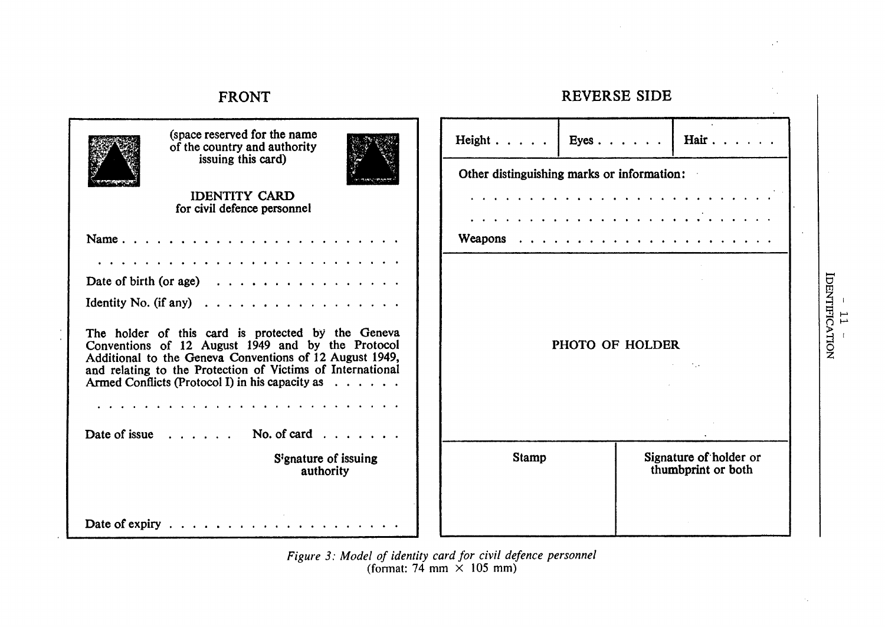## FRONT

(space reserved for the name of the country and authority issuing this card)

**IDENTITY CARD**
for civil defence personnel

Name . . . . . . . . . . . . . . . . . . . . . . . .

. . . . . . . . . . . . . . . . . . . . . . . . . . .

Date of birth (or age) . . . . . . . . . . . . . . . .

Identity No. (if any) . . . . . . . . . . . . . . . . .

The holder of this card is protected by the Geneva Conventions of 12 August 1949 and by the Protocol Additional to the Geneva Conventions of 12 August 1949, and relating to the Protection of Victims of International Armed Conflicts (Protocol I) in his capacity as . . . . . .

. . . . . . . . . . . . . . . . . . . . . . . . . . .

Date of issue . . . . . . No. of card . . . . . . .

Signature of issuing authority

Date of expiry . . . . . . . . . . . . . . . . . . . .

## REVERSE SIDE

| Height . . . . . | Eyes . . . . . . | Hair . . . . . . |
|---|---|---|

Other distinguishing marks or information:

. . . . . . . . . . . . . . . . . . . . . . . . . . .

. . . . . . . . . . . . . . . . . . . . . . . . . . .

Weapons . . . . . . . . . . . . . . . . . . . . .

PHOTO OF HOLDER

| Stamp | Signature of holder or thumbprint or both |
|---|---|

*Figure 3: Model of identity card for civil defence personnel*
(format: 74 mm × 105 mm)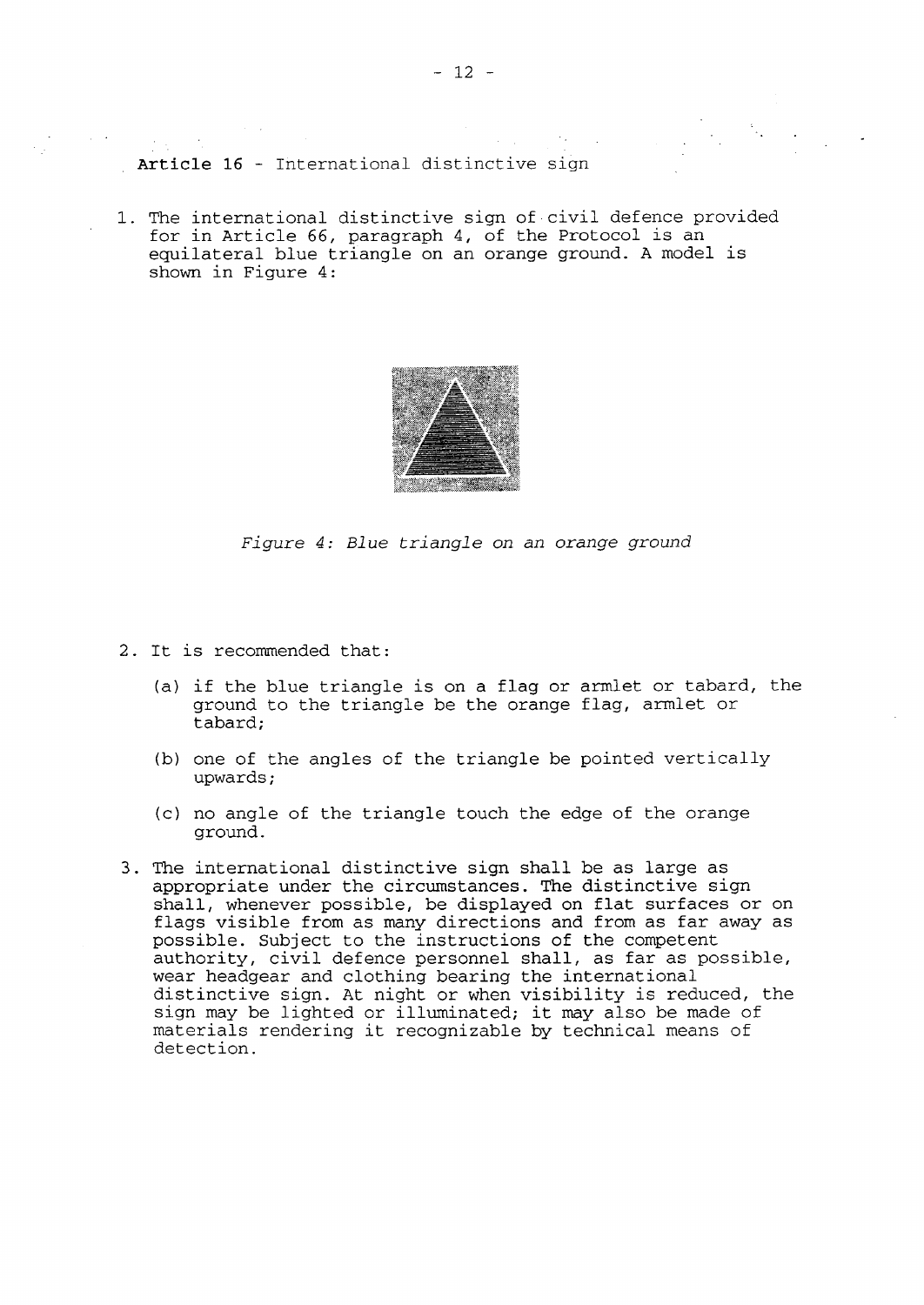**Article 16** - International distinctive sign

1. The international distinctive sign of civil defence provided for in Article 66, paragraph 4, of the Protocol is an equilateral blue triangle on an orange ground. A model is shown in Figure 4:

*Figure 4: Blue triangle on an orange ground*

2. It is recommended that:

   (a) if the blue triangle is on a flag or armlet or tabard, the ground to the triangle be the orange flag, armlet or tabard;

   (b) one of the angles of the triangle be pointed vertically upwards;

   (c) no angle of the triangle touch the edge of the orange ground.

3. The international distinctive sign shall be as large as appropriate under the circumstances. The distinctive sign shall, whenever possible, be displayed on flat surfaces or on flags visible from as many directions and from as far away as possible. Subject to the instructions of the competent authority, civil defence personnel shall, as far as possible, wear headgear and clothing bearing the international distinctive sign. At night or when visibility is reduced, the sign may be lighted or illuminated; it may also be made of materials rendering it recognizable by technical means of detection.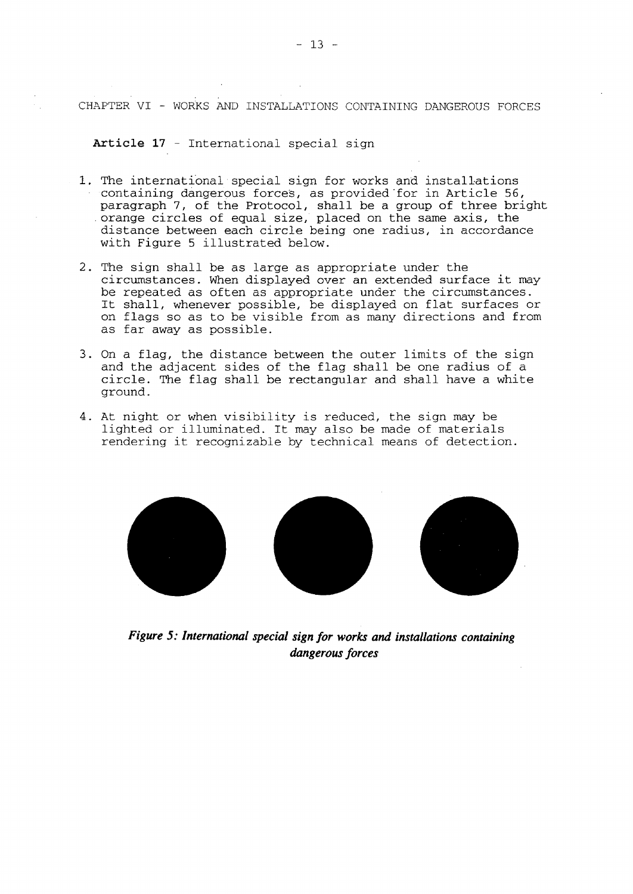CHAPTER VI - WORKS AND INSTALLATIONS CONTAINING DANGEROUS FORCES

**Article 17** - International special sign

1. The international special sign for works and installations containing dangerous forces, as provided for in Article 56, paragraph 7, of the Protocol, shall be a group of three bright orange circles of equal size, placed on the same axis, the distance between each circle being one radius, in accordance with Figure 5 illustrated below.

2. The sign shall be as large as appropriate under the circumstances. When displayed over an extended surface it may be repeated as often as appropriate under the circumstances. It shall, whenever possible, be displayed on flat surfaces or on flags so as to be visible from as many directions and from as far away as possible.

3. On a flag, the distance between the outer limits of the sign and the adjacent sides of the flag shall be one radius of a circle. The flag shall be rectangular and shall have a white ground.

4. At night or when visibility is reduced, the sign may be lighted or illuminated. It may also be made of materials rendering it recognizable by technical means of detection.

***Figure 5: International special sign for works and installations containing dangerous forces***